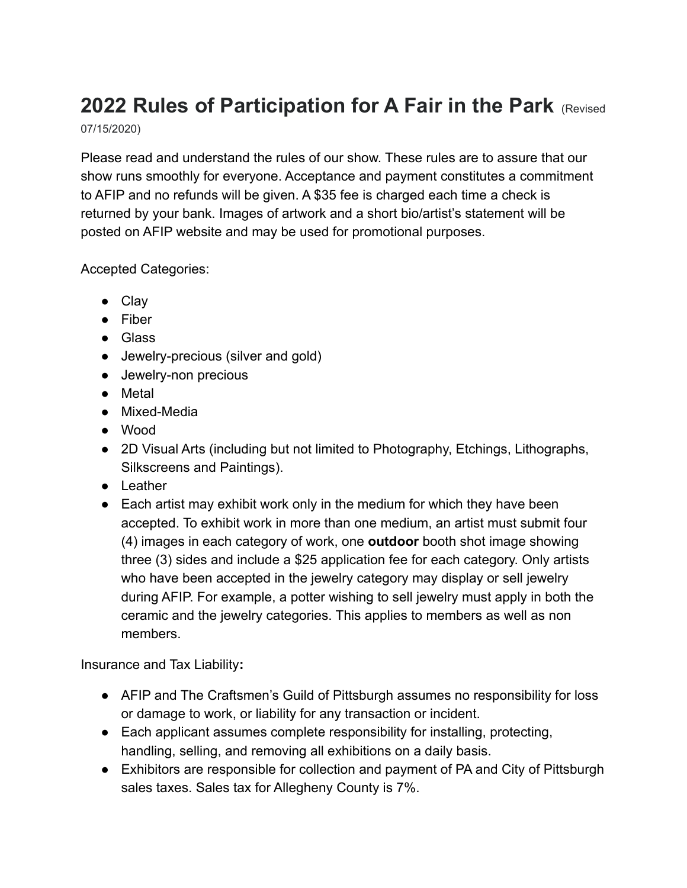# 2022 Rules of Participation for A Fair in the Park (Revised 07/15/2020)

Please read and understand the rules of our show. These rules are to assure that our show runs smoothly for everyone. Acceptance and payment constitutes a commitment to AFIP and no refunds will be given. A $35 fee is charged each time a check is returned by your bank. Images of artwork and a short bio/artist's statement will be posted on AFIP website and may be used for promotional purposes.

Accepted Categories:

- Clay
- Fiber
- Glass
- Jewelry-precious (silver and gold)
- Jewelry-non precious
- Metal
- Mixed-Media
- Wood
- 2D Visual Arts (including but not limited to Photography, Etchings, Lithographs, Silkscreens and Paintings).
- Leather
- Each artist may exhibit work only in the medium for which they have been accepted. To exhibit work in more than one medium, an artist must submit four (4) images in each category of work, one **outdoor** booth shot image showing three (3) sides and include a $25 application fee for each category. Only artists who have been accepted in the jewelry category may display or sell jewelry during AFIP. For example, a potter wishing to sell jewelry must apply in both the ceramic and the jewelry categories. This applies to members as well as non members.

Insurance and Tax Liability**:**

- AFIP and The Craftsmen's Guild of Pittsburgh assumes no responsibility for loss or damage to work, or liability for any transaction or incident.
- Each applicant assumes complete responsibility for installing, protecting, handling, selling, and removing all exhibitions on a daily basis.
- Exhibitors are responsible for collection and payment of PA and City of Pittsburgh sales taxes. Sales tax for Allegheny County is 7%.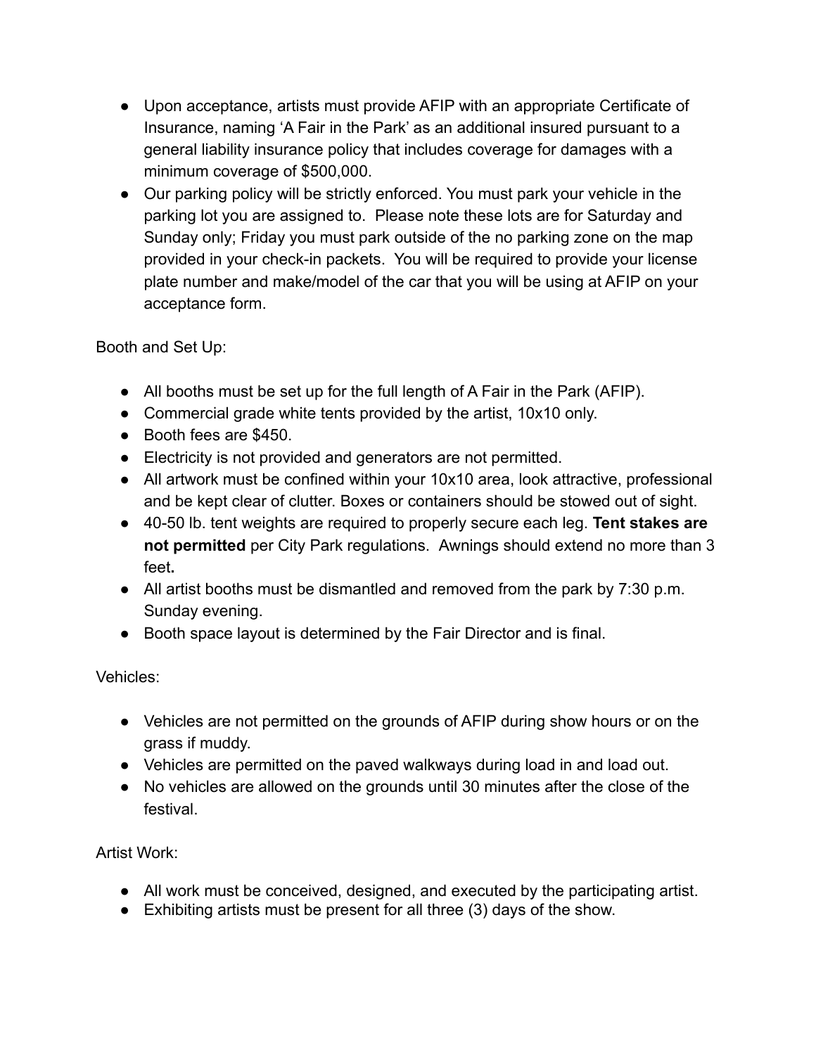- Upon acceptance, artists must provide AFIP with an appropriate Certificate of Insurance, naming 'A Fair in the Park' as an additional insured pursuant to a general liability insurance policy that includes coverage for damages with a minimum coverage of $500,000.
- Our parking policy will be strictly enforced. You must park your vehicle in the parking lot you are assigned to. Please note these lots are for Saturday and Sunday only; Friday you must park outside of the no parking zone on the map provided in your check-in packets. You will be required to provide your license plate number and make/model of the car that you will be using at AFIP on your acceptance form.

Booth and Set Up:

- All booths must be set up for the full length of A Fair in the Park (AFIP).
- Commercial grade white tents provided by the artist, 10x10 only.
- Booth fees are $450.
- Electricity is not provided and generators are not permitted.
- All artwork must be confined within your 10x10 area, look attractive, professional and be kept clear of clutter. Boxes or containers should be stowed out of sight.
- 40-50 lb. tent weights are required to properly secure each leg. **Tent stakes are not permitted** per City Park regulations. Awnings should extend no more than 3 feet**.**
- All artist booths must be dismantled and removed from the park by 7:30 p.m. Sunday evening.
- Booth space layout is determined by the Fair Director and is final.

Vehicles:

- Vehicles are not permitted on the grounds of AFIP during show hours or on the grass if muddy.
- Vehicles are permitted on the paved walkways during load in and load out.
- No vehicles are allowed on the grounds until 30 minutes after the close of the festival.

Artist Work:

- All work must be conceived, designed, and executed by the participating artist.
- Exhibiting artists must be present for all three (3) days of the show.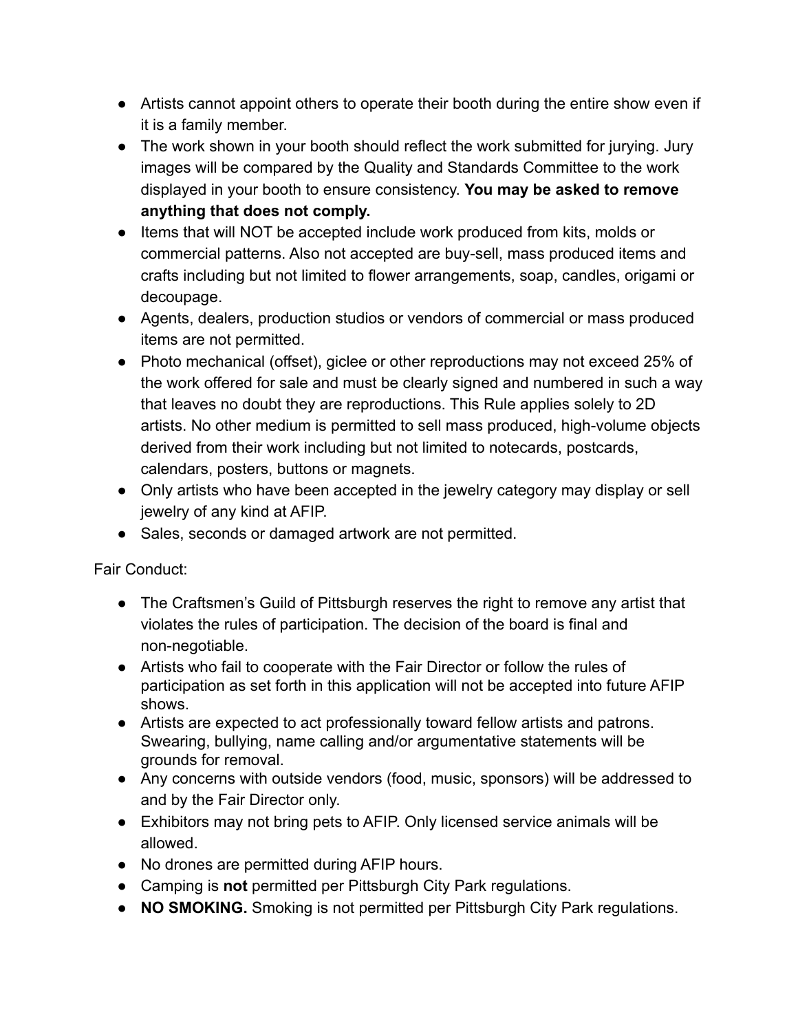- Artists cannot appoint others to operate their booth during the entire show even if it is a family member.
- The work shown in your booth should reflect the work submitted for jurying. Jury images will be compared by the Quality and Standards Committee to the work displayed in your booth to ensure consistency. **You may be asked to remove anything that does not comply.**
- Items that will NOT be accepted include work produced from kits, molds or commercial patterns. Also not accepted are buy-sell, mass produced items and crafts including but not limited to flower arrangements, soap, candles, origami or decoupage.
- Agents, dealers, production studios or vendors of commercial or mass produced items are not permitted.
- Photo mechanical (offset), giclee or other reproductions may not exceed 25% of the work offered for sale and must be clearly signed and numbered in such a way that leaves no doubt they are reproductions. This Rule applies solely to 2D artists. No other medium is permitted to sell mass produced, high-volume objects derived from their work including but not limited to notecards, postcards, calendars, posters, buttons or magnets.
- Only artists who have been accepted in the jewelry category may display or sell jewelry of any kind at AFIP.
- Sales, seconds or damaged artwork are not permitted.

Fair Conduct:

- The Craftsmen's Guild of Pittsburgh reserves the right to remove any artist that violates the rules of participation. The decision of the board is final and non-negotiable.
- Artists who fail to cooperate with the Fair Director or follow the rules of participation as set forth in this application will not be accepted into future AFIP shows.
- Artists are expected to act professionally toward fellow artists and patrons. Swearing, bullying, name calling and/or argumentative statements will be grounds for removal.
- Any concerns with outside vendors (food, music, sponsors) will be addressed to and by the Fair Director only.
- Exhibitors may not bring pets to AFIP. Only licensed service animals will be allowed.
- No drones are permitted during AFIP hours.
- Camping is **not** permitted per Pittsburgh City Park regulations.
- **NO SMOKING.** Smoking is not permitted per Pittsburgh City Park regulations.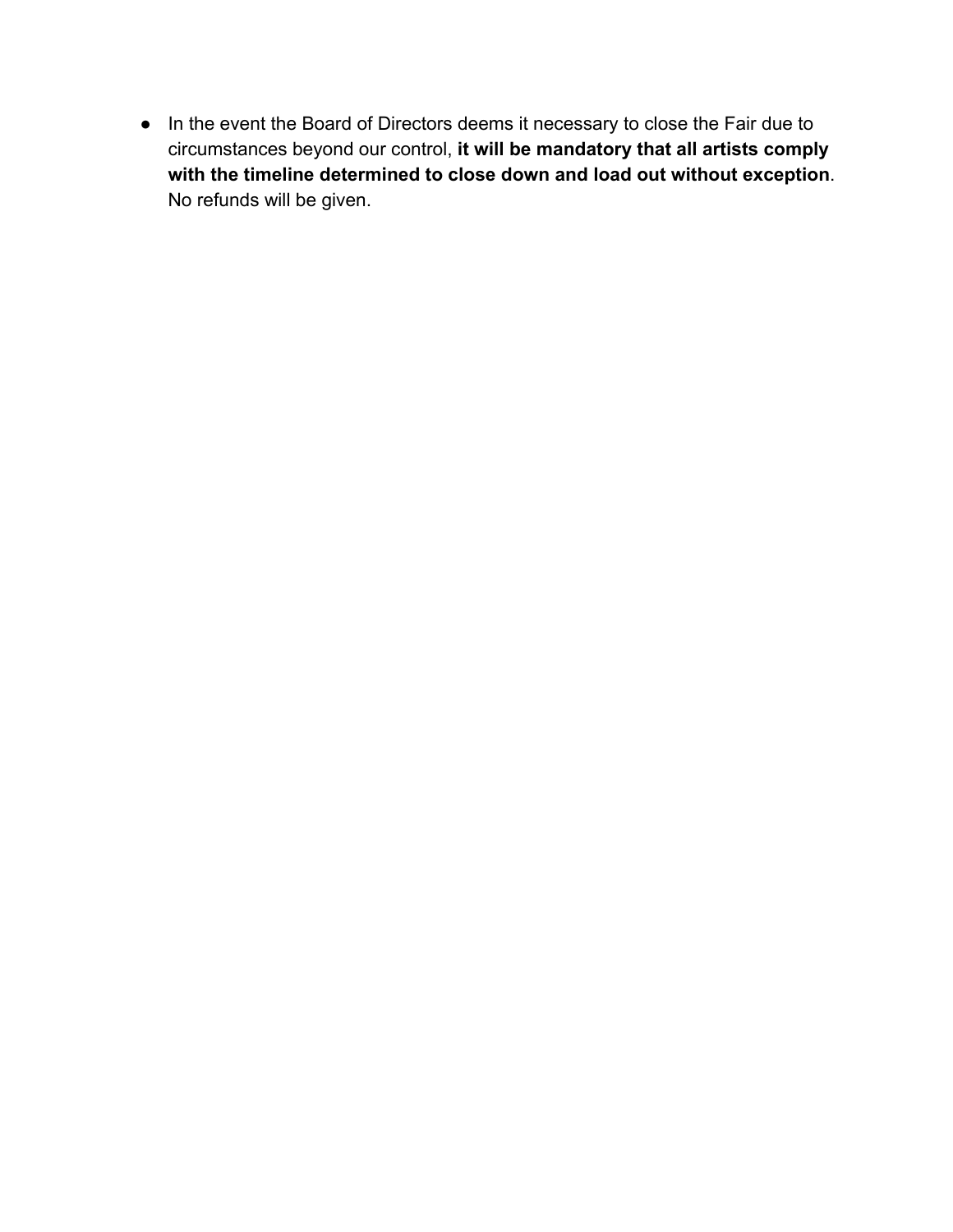- In the event the Board of Directors deems it necessary to close the Fair due to circumstances beyond our control, **it will be mandatory that all artists comply with the timeline determined to close down and load out without exception**. No refunds will be given.